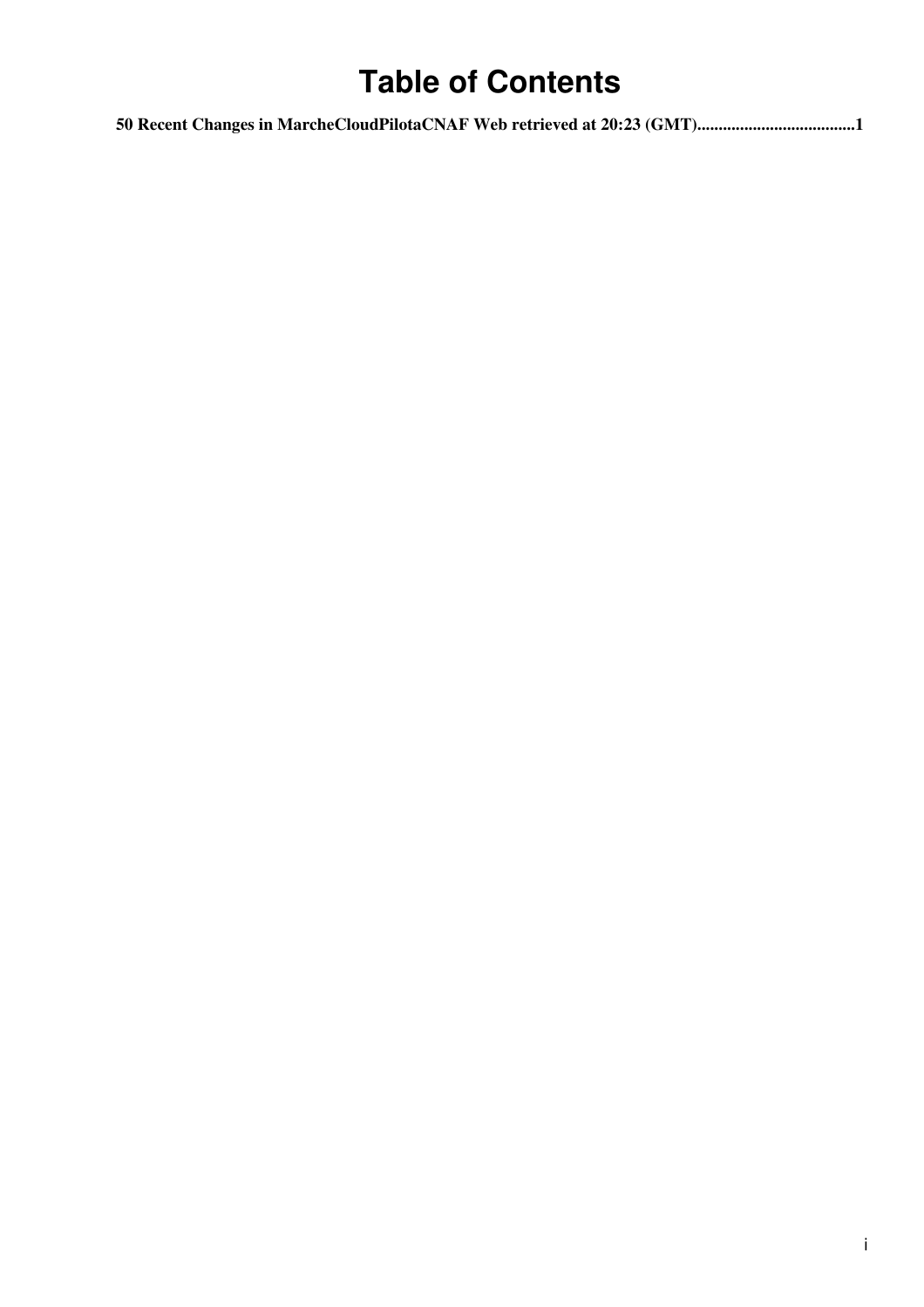# Table of Contents

**50 Recent Changes in MarcheCloudPilotaCNAF Web retrieved at 20:23 (GMT)......................................1**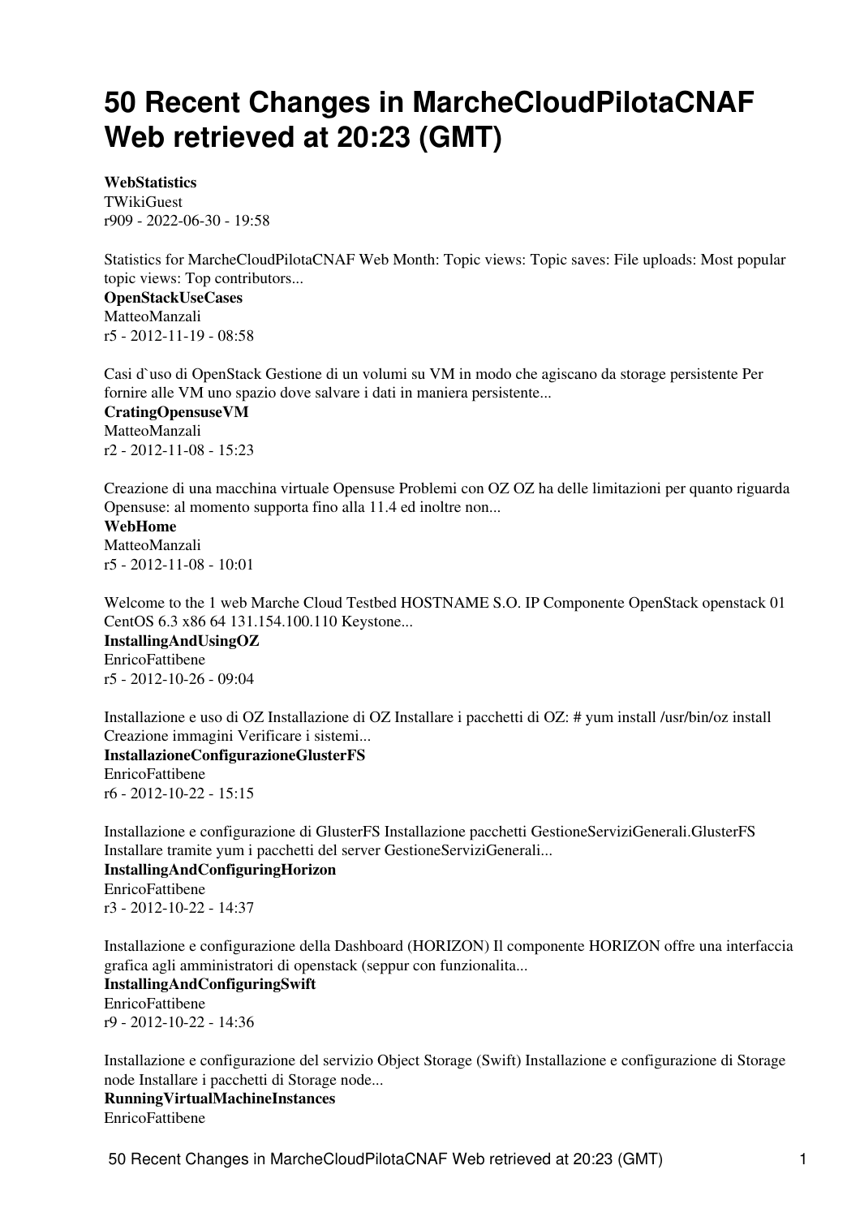# 50 Recent Changes in MarcheCloudPilotaCNAF Web retrieved at 20:23 (GMT)

**WebStatistics**
TWikiGuest
r909 - 2022-06-30 - 19:58

Statistics for MarcheCloudPilotaCNAF Web Month: Topic views: Topic saves: File uploads: Most popular topic views: Top contributors...
**OpenStackUseCases**
MatteoManzali
r5 - 2012-11-19 - 08:58

Casi d`uso di OpenStack Gestione di un volumi su VM in modo che agiscano da storage persistente Per fornire alle VM uno spazio dove salvare i dati in maniera persistente...
**CratingOpensuseVM**
MatteoManzali
r2 - 2012-11-08 - 15:23

Creazione di una macchina virtuale Opensuse Problemi con OZ OZ ha delle limitazioni per quanto riguarda Opensuse: al momento supporta fino alla 11.4 ed inoltre non...
**WebHome**
MatteoManzali
r5 - 2012-11-08 - 10:01

Welcome to the 1 web Marche Cloud Testbed HOSTNAME S.O. IP Componente OpenStack openstack 01 CentOS 6.3 x86 64 131.154.100.110 Keystone...
**InstallingAndUsingOZ**
EnricoFattibene
r5 - 2012-10-26 - 09:04

Installazione e uso di OZ Installazione di OZ Installare i pacchetti di OZ: # yum install /usr/bin/oz install Creazione immagini Verificare i sistemi...
**InstallazioneConfigurazioneGlusterFS**
EnricoFattibene
r6 - 2012-10-22 - 15:15

Installazione e configurazione di GlusterFS Installazione pacchetti GestioneServiziGenerali.GlusterFS Installare tramite yum i pacchetti del server GestioneServiziGenerali...
**InstallingAndConfiguringHorizon**
EnricoFattibene
r3 - 2012-10-22 - 14:37

Installazione e configurazione della Dashboard (HORIZON) Il componente HORIZON offre una interfaccia grafica agli amministratori di openstack (seppur con funzionalita...
**InstallingAndConfiguringSwift**
EnricoFattibene
r9 - 2012-10-22 - 14:36

Installazione e configurazione del servizio Object Storage (Swift) Installazione e configurazione di Storage node Installare i pacchetti di Storage node...
**RunningVirtualMachineInstances**
EnricoFattibene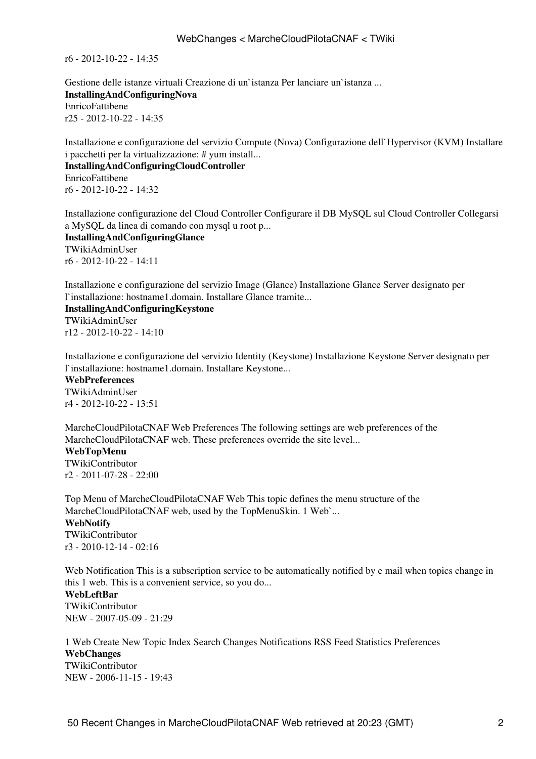r6 - 2012-10-22 - 14:35

Gestione delle istanze virtuali Creazione di un`istanza Per lanciare un`istanza ...

**InstallingAndConfiguringNova**
EnricoFattibene
r25 - 2012-10-22 - 14:35

Installazione e configurazione del servizio Compute (Nova) Configurazione dell`Hypervisor (KVM) Installare i pacchetti per la virtualizzazione: # yum install...

**InstallingAndConfiguringCloudController**
EnricoFattibene
r6 - 2012-10-22 - 14:32

Installazione configurazione del Cloud Controller Configurare il DB MySQL sul Cloud Controller Collegarsi a MySQL da linea di comando con mysql u root p...

**InstallingAndConfiguringGlance**
TWikiAdminUser
r6 - 2012-10-22 - 14:11

Installazione e configurazione del servizio Image (Glance) Installazione Glance Server designato per l`installazione: hostname1.domain. Installare Glance tramite...

**InstallingAndConfiguringKeystone**
TWikiAdminUser
r12 - 2012-10-22 - 14:10

Installazione e configurazione del servizio Identity (Keystone) Installazione Keystone Server designato per l`installazione: hostname1.domain. Installare Keystone...

**WebPreferences**
TWikiAdminUser
r4 - 2012-10-22 - 13:51

MarcheCloudPilotaCNAF Web Preferences The following settings are web preferences of the MarcheCloudPilotaCNAF web. These preferences override the site level...

**WebTopMenu**
TWikiContributor
r2 - 2011-07-28 - 22:00

Top Menu of MarcheCloudPilotaCNAF Web This topic defines the menu structure of the MarcheCloudPilotaCNAF web, used by the TopMenuSkin. 1 Web`...

**WebNotify**
TWikiContributor
r3 - 2010-12-14 - 02:16

Web Notification This is a subscription service to be automatically notified by e mail when topics change in this 1 web. This is a convenient service, so you do...

**WebLeftBar**
TWikiContributor
NEW - 2007-05-09 - 21:29

1 Web Create New Topic Index Search Changes Notifications RSS Feed Statistics Preferences

**WebChanges**
TWikiContributor
NEW - 2006-11-15 - 19:43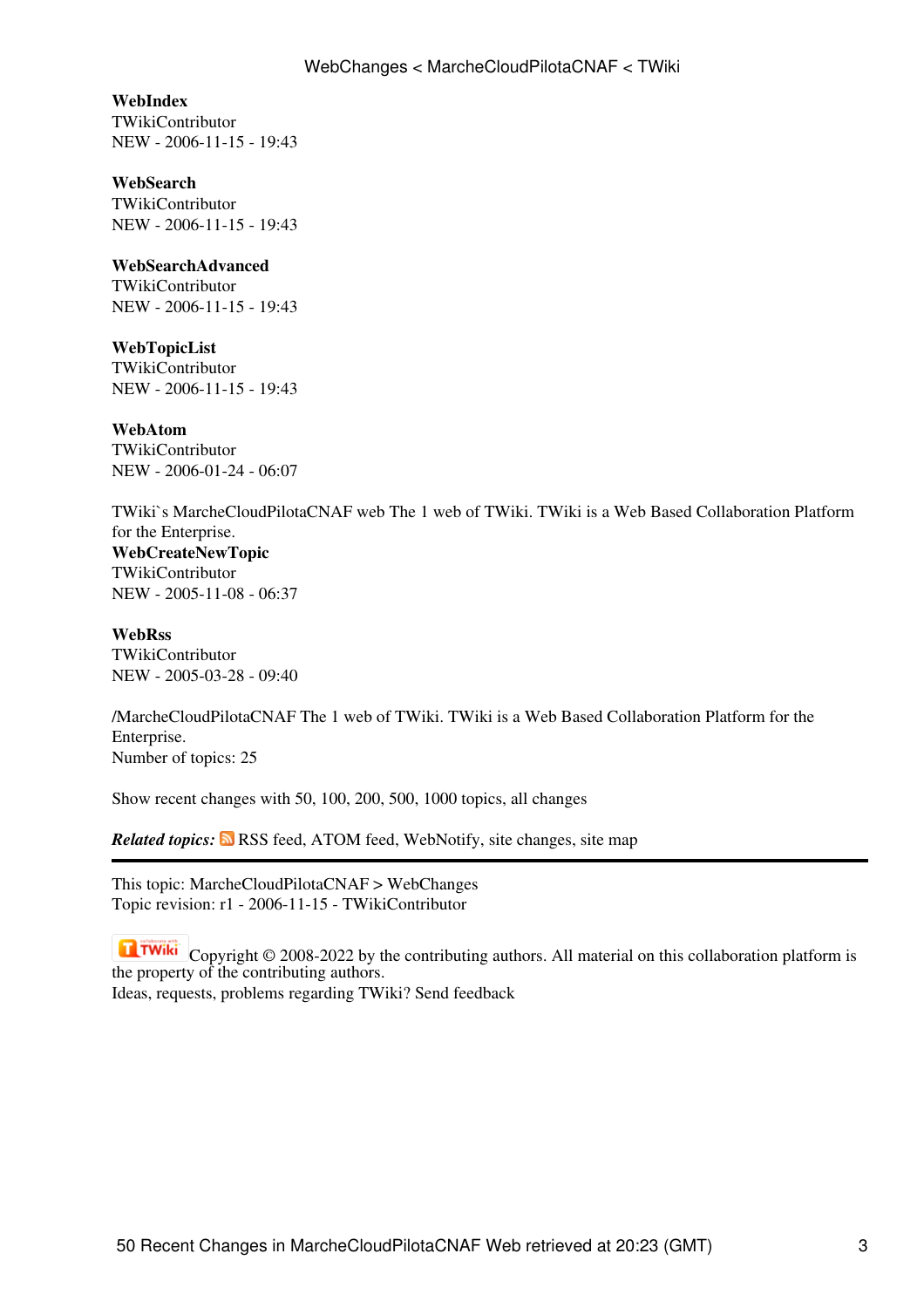**WebIndex**
TWikiContributor
NEW - 2006-11-15 - 19:43

**WebSearch**
TWikiContributor
NEW - 2006-11-15 - 19:43

**WebSearchAdvanced**
TWikiContributor
NEW - 2006-11-15 - 19:43

**WebTopicList**
TWikiContributor
NEW - 2006-11-15 - 19:43

**WebAtom**
TWikiContributor
NEW - 2006-01-24 - 06:07

TWiki`s MarcheCloudPilotaCNAF web The 1 web of TWiki. TWiki is a Web Based Collaboration Platform for the Enterprise.
**WebCreateNewTopic**
TWikiContributor
NEW - 2005-11-08 - 06:37

**WebRss**
TWikiContributor
NEW - 2005-03-28 - 09:40

/MarcheCloudPilotaCNAF The 1 web of TWiki. TWiki is a Web Based Collaboration Platform for the Enterprise.
Number of topics: 25

Show recent changes with 50, 100, 200, 500, 1000 topics, all changes

***Related topics:*** RSS feed, ATOM feed, WebNotify, site changes, site map

---

This topic: MarcheCloudPilotaCNAF > WebChanges
Topic revision: r1 - 2006-11-15 - TWikiContributor

Copyright © 2008-2022 by the contributing authors. All material on this collaboration platform is the property of the contributing authors.
Ideas, requests, problems regarding TWiki? Send feedback